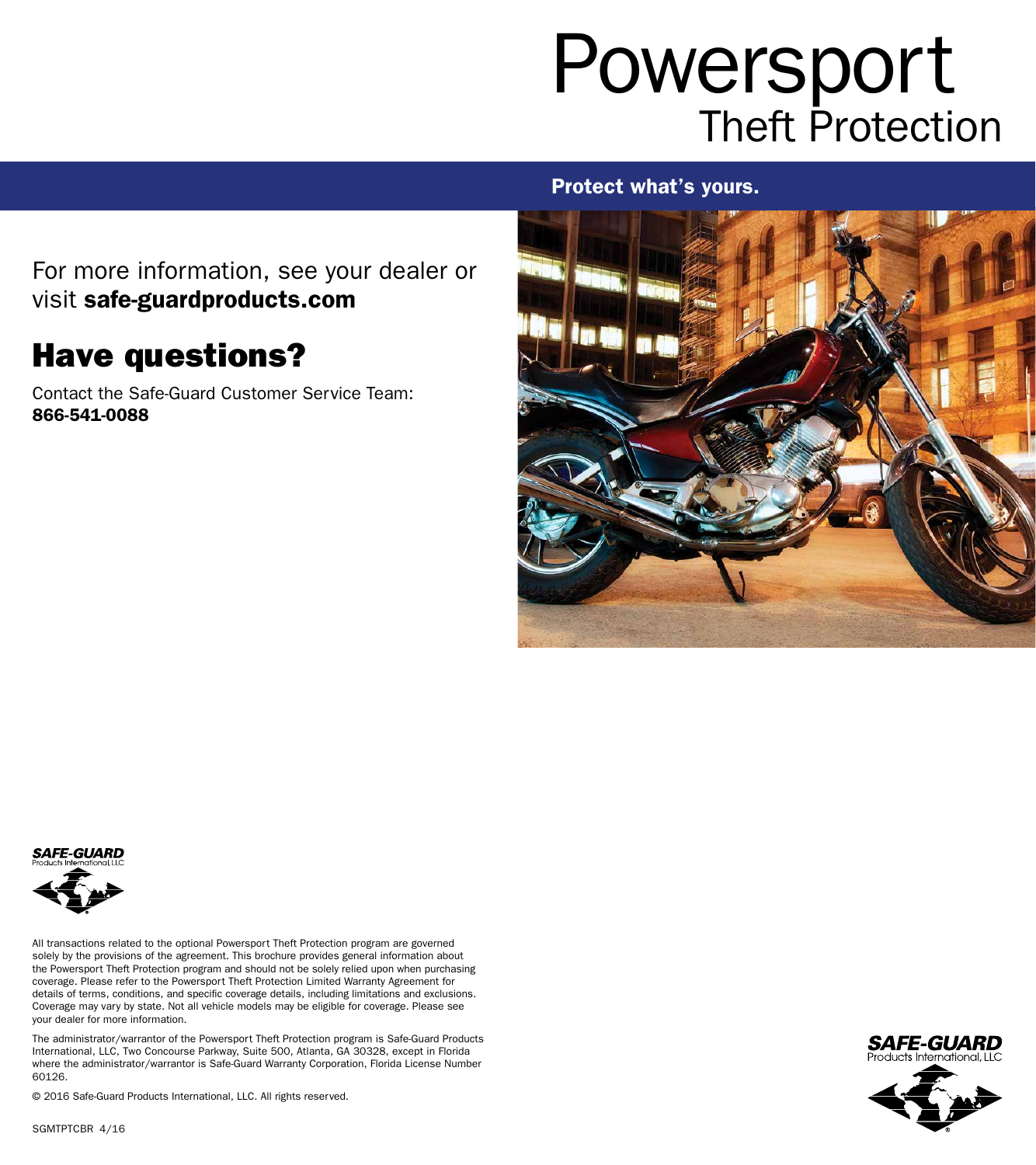# Powersport
## Theft Protection

**Protect what's yours.**

For more information, see your dealer or visit **safe-guardproducts.com**

## Have questions?

Contact the Safe-Guard Customer Service Team:
**866-541-0088**

SAFE-GUARD
Products International, LLC

All transactions related to the optional Powersport Theft Protection program are governed solely by the provisions of the agreement. This brochure provides general information about the Powersport Theft Protection program and should not be solely relied upon when purchasing coverage. Please refer to the Powersport Theft Protection Limited Warranty Agreement for details of terms, conditions, and specific coverage details, including limitations and exclusions. Coverage may vary by state. Not all vehicle models may be eligible for coverage. Please see your dealer for more information.

The administrator/warrantor of the Powersport Theft Protection program is Safe-Guard Products International, LLC, Two Concourse Parkway, Suite 500, Atlanta, GA 30328, except in Florida where the administrator/warrantor is Safe-Guard Warranty Corporation, Florida License Number 60126.

© 2016 Safe-Guard Products International, LLC. All rights reserved.

SGMTPTCBR 4/16

SAFE-GUARD
Products International, LLC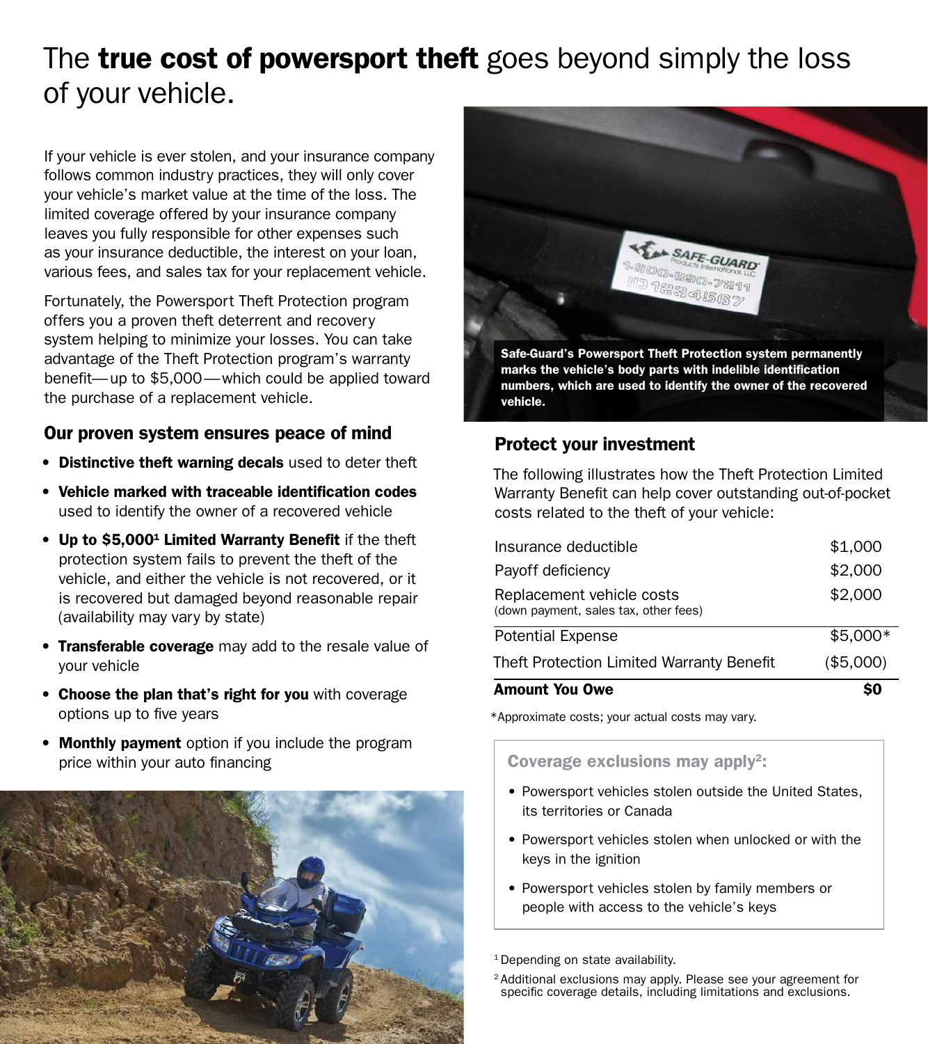# The **true cost of powersport theft** goes beyond simply the loss of your vehicle.

If your vehicle is ever stolen, and your insurance company follows common industry practices, they will only cover your vehicle's market value at the time of the loss. The limited coverage offered by your insurance company leaves you fully responsible for other expenses such as your insurance deductible, the interest on your loan, various fees, and sales tax for your replacement vehicle.

Fortunately, the Powersport Theft Protection program offers you a proven theft deterrent and recovery system helping to minimize your losses. You can take advantage of the Theft Protection program's warranty benefit—up to $5,000—which could be applied toward the purchase of a replacement vehicle.

## Our proven system ensures peace of mind

- **Distinctive theft warning decals** used to deter theft
- **Vehicle marked with traceable identification codes** used to identify the owner of a recovered vehicle
- **Up to $5,000[1] Limited Warranty Benefit** if the theft protection system fails to prevent the theft of the vehicle, and either the vehicle is not recovered, or it is recovered but damaged beyond reasonable repair (availability may vary by state)
- **Transferable coverage** may add to the resale value of your vehicle
- **Choose the plan that's right for you** with coverage options up to five years
- **Monthly payment** option if you include the program price within your auto financing

**Safe-Guard's Powersport Theft Protection system permanently marks the vehicle's body parts with indelible identification numbers, which are used to identify the owner of the recovered vehicle.**

## Protect your investment

The following illustrates how the Theft Protection Limited Warranty Benefit can help cover outstanding out-of-pocket costs related to the theft of your vehicle:

| | |
|---|---|
| Insurance deductible | $1,000 |
| Payoff deficiency | $2,000 |
| Replacement vehicle costs (down payment, sales tax, other fees) | $2,000 |
| Potential Expense | $5,000* |
| Theft Protection Limited Warranty Benefit | ($5,000) |
| **Amount You Owe** | **$0** |

*Approximate costs; your actual costs may vary.

**Coverage exclusions may apply[2]:**

- Powersport vehicles stolen outside the United States, its territories or Canada
- Powersport vehicles stolen when unlocked or with the keys in the ignition
- Powersport vehicles stolen by family members or people with access to the vehicle's keys

[1] Depending on state availability.

[2] Additional exclusions may apply. Please see your agreement for specific coverage details, including limitations and exclusions.